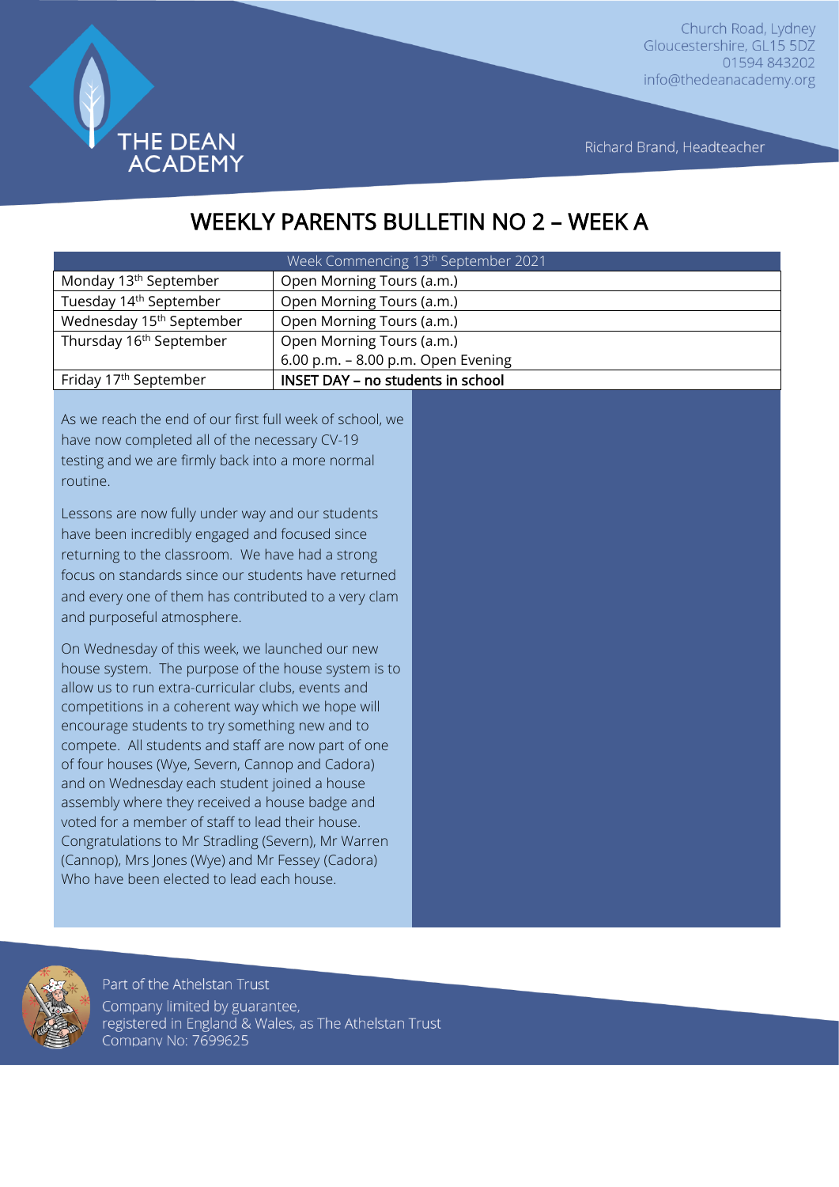Church Road, Lydney
Gloucestershire, GL15 5DZ
01594 843202
info@thedeanacademy.org

THE DEAN ACADEMY

Richard Brand, Headteacher

# WEEKLY PARENTS BULLETIN NO 2 – WEEK A

| Week Commencing 13th September 2021 | |
|---|---|
| Monday 13th September | Open Morning Tours (a.m.) |
| Tuesday 14th September | Open Morning Tours (a.m.) |
| Wednesday 15th September | Open Morning Tours (a.m.) |
| Thursday 16th September | Open Morning Tours (a.m.)<br>6.00 p.m. – 8.00 p.m. Open Evening |
| Friday 17th September | **INSET DAY – no students in school** |

As we reach the end of our first full week of school, we have now completed all of the necessary CV-19 testing and we are firmly back into a more normal routine.

Lessons are now fully under way and our students have been incredibly engaged and focused since returning to the classroom. We have had a strong focus on standards since our students have returned and every one of them has contributed to a very clam and purposeful atmosphere.

On Wednesday of this week, we launched our new house system. The purpose of the house system is to allow us to run extra-curricular clubs, events and competitions in a coherent way which we hope will encourage students to try something new and to compete. All students and staff are now part of one of four houses (Wye, Severn, Cannop and Cadora) and on Wednesday each student joined a house assembly where they received a house badge and voted for a member of staff to lead their house. Congratulations to Mr Stradling (Severn), Mr Warren (Cannop), Mrs Jones (Wye) and Mr Fessey (Cadora) Who have been elected to lead each house.

Part of the Athelstan Trust
Company limited by guarantee,
registered in England & Wales, as The Athelstan Trust
Company No: 7699625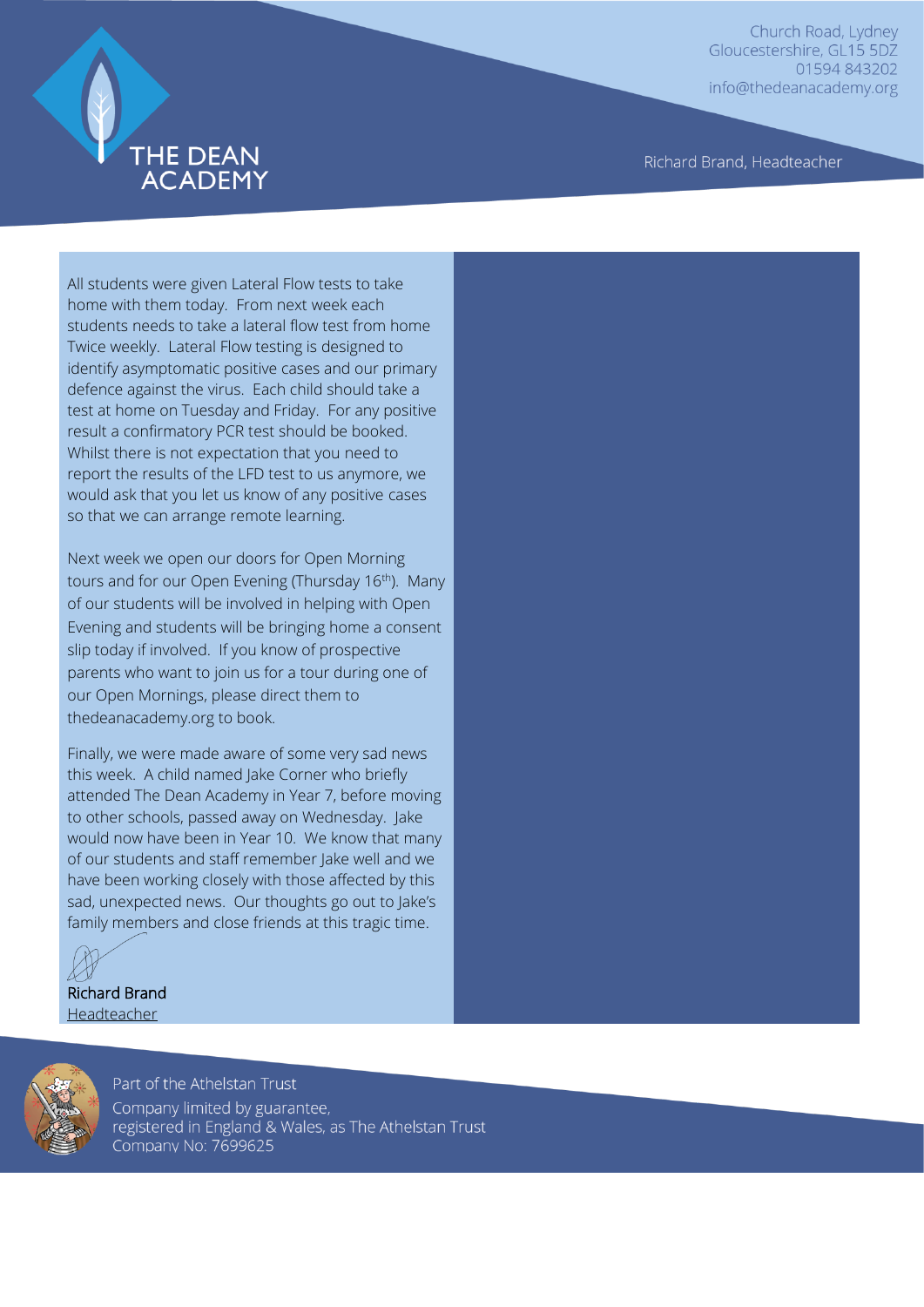All students were given Lateral Flow tests to take home with them today. From next week each students needs to take a lateral flow test from home Twice weekly. Lateral Flow testing is designed to identify asymptomatic positive cases and our primary defence against the virus. Each child should take a test at home on Tuesday and Friday. For any positive result a confirmatory PCR test should be booked. Whilst there is not expectation that you need to report the results of the LFD test to us anymore, we would ask that you let us know of any positive cases so that we can arrange remote learning.

Next week we open our doors for Open Morning tours and for our Open Evening (Thursday 16th). Many of our students will be involved in helping with Open Evening and students will be bringing home a consent slip today if involved. If you know of prospective parents who want to join us for a tour during one of our Open Mornings, please direct them to thedeanacademy.org to book.

Finally, we were made aware of some very sad news this week. A child named Jake Corner who briefly attended The Dean Academy in Year 7, before moving to other schools, passed away on Wednesday. Jake would now have been in Year 10. We know that many of our students and staff remember Jake well and we have been working closely with those affected by this sad, unexpected news. Our thoughts go out to Jake's family members and close friends at this tragic time.

Richard Brand
Headteacher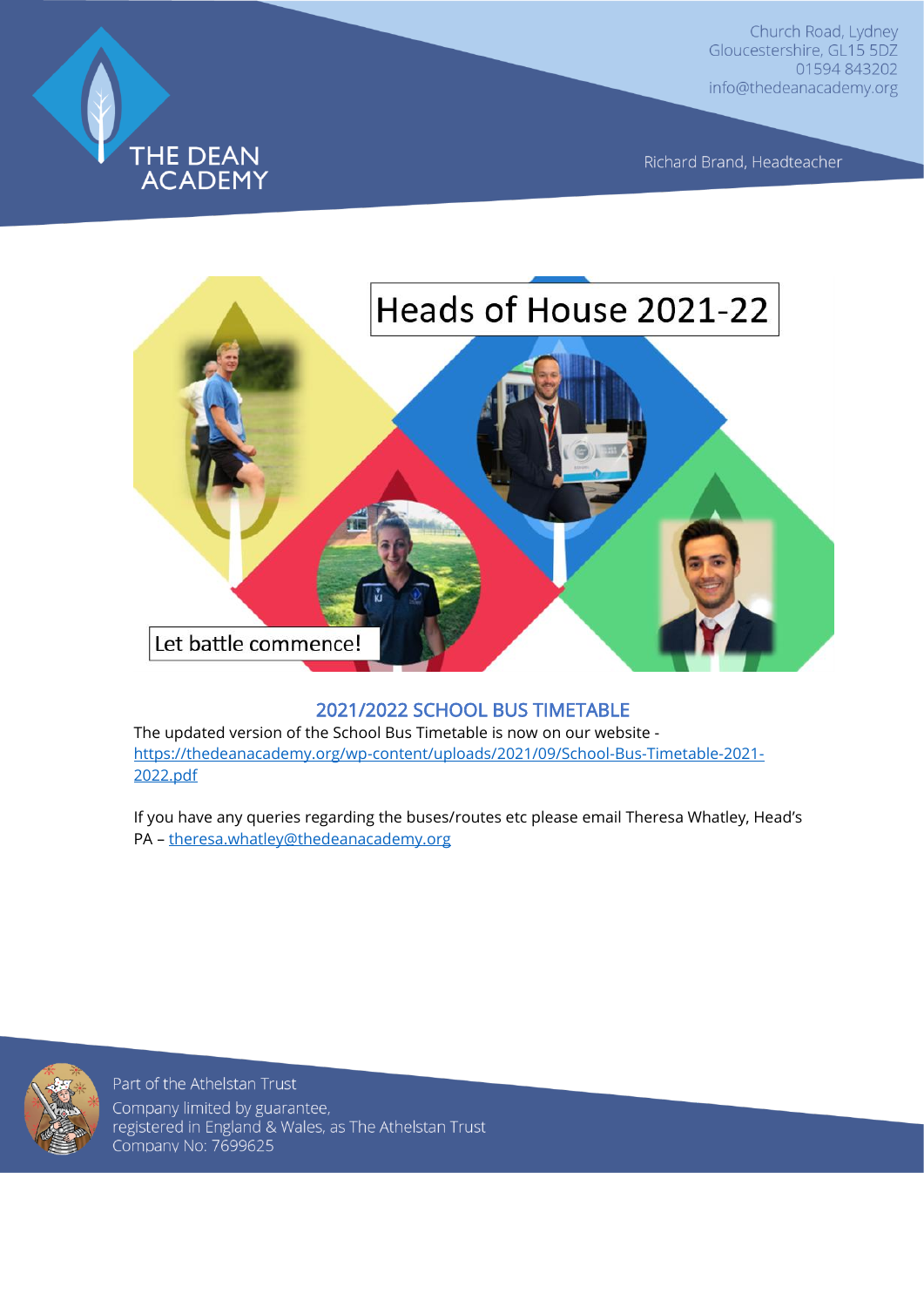Heads of House 2021-22

Let battle commence!

## 2021/2022 SCHOOL BUS TIMETABLE

The updated version of the School Bus Timetable is now on our website - https://thedeanacademy.org/wp-content/uploads/2021/09/School-Bus-Timetable-2021-2022.pdf

If you have any queries regarding the buses/routes etc please email Theresa Whatley, Head's PA – theresa.whatley@thedeanacademy.org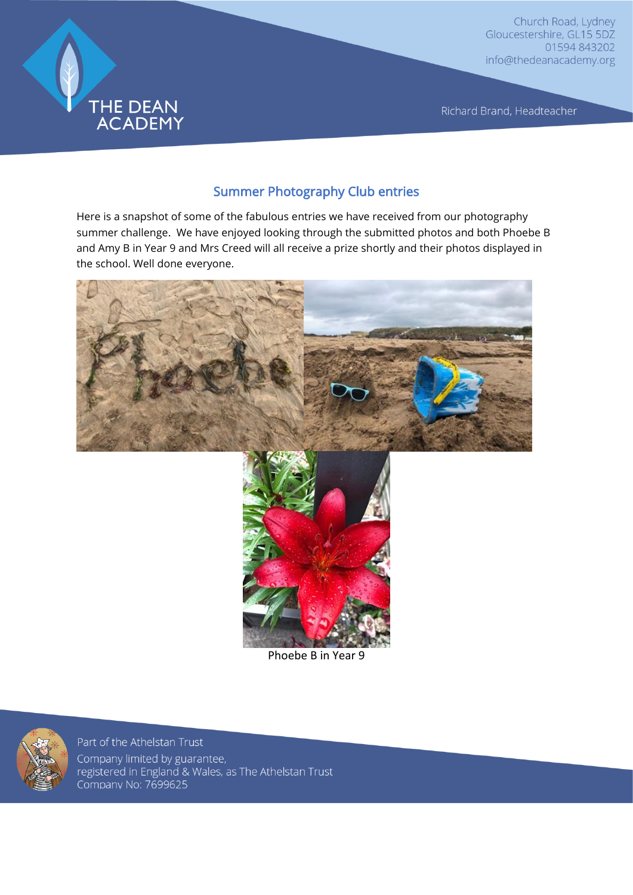## Summer Photography Club entries

Here is a snapshot of some of the fabulous entries we have received from our photography summer challenge. We have enjoyed looking through the submitted photos and both Phoebe B and Amy B in Year 9 and Mrs Creed will all receive a prize shortly and their photos displayed in the school. Well done everyone.

Phoebe B in Year 9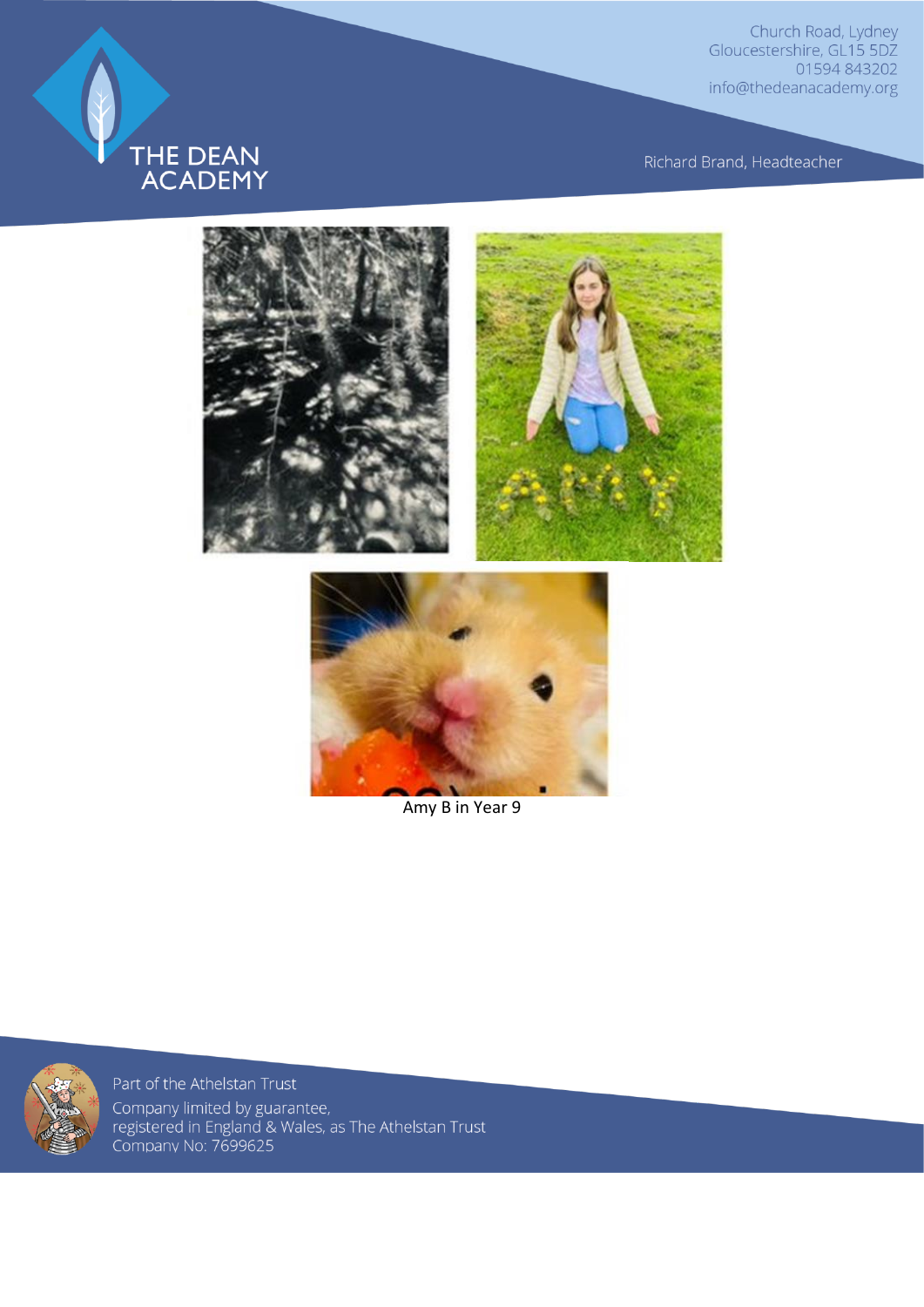Amy B in Year 9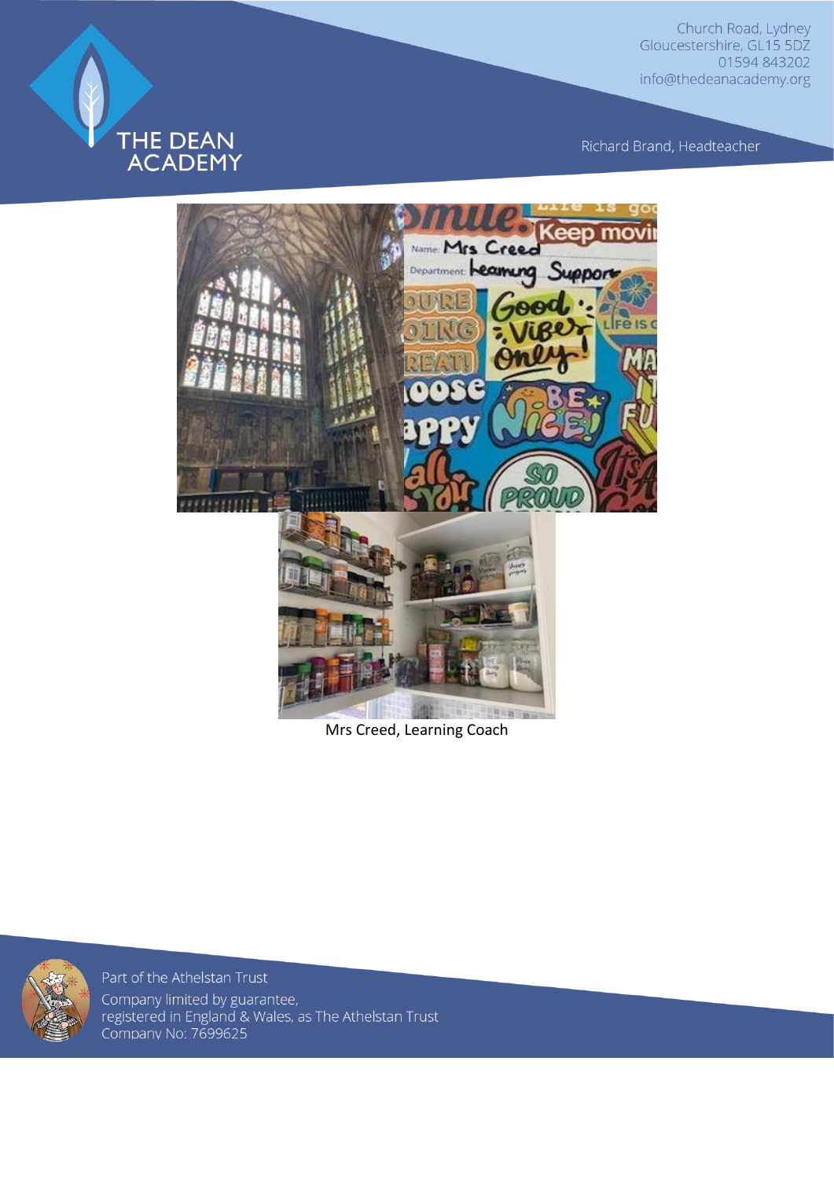Mrs Creed, Learning Coach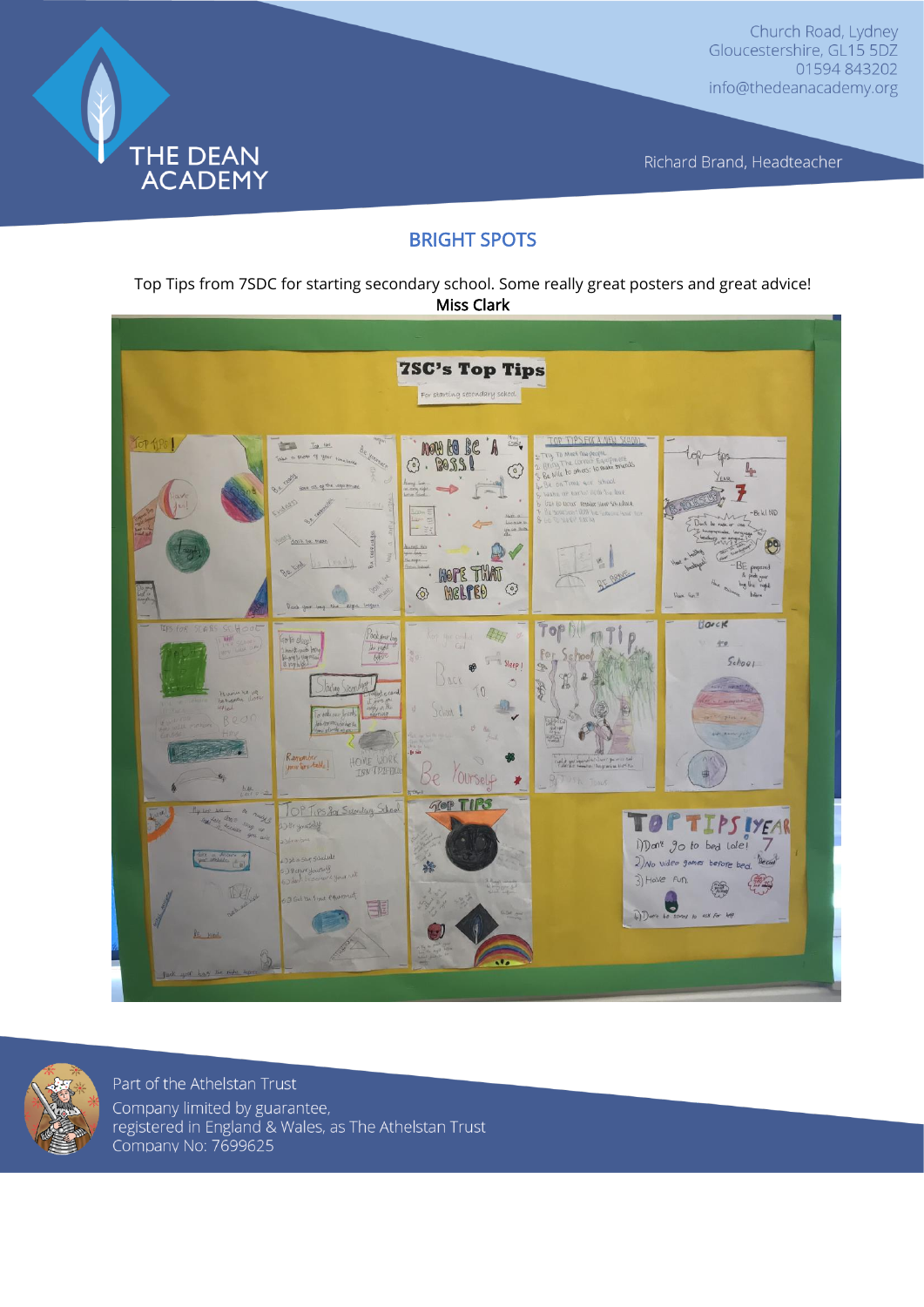## BRIGHT SPOTS

Top Tips from 7SDC for starting secondary school. Some really great posters and great advice!
Miss Clark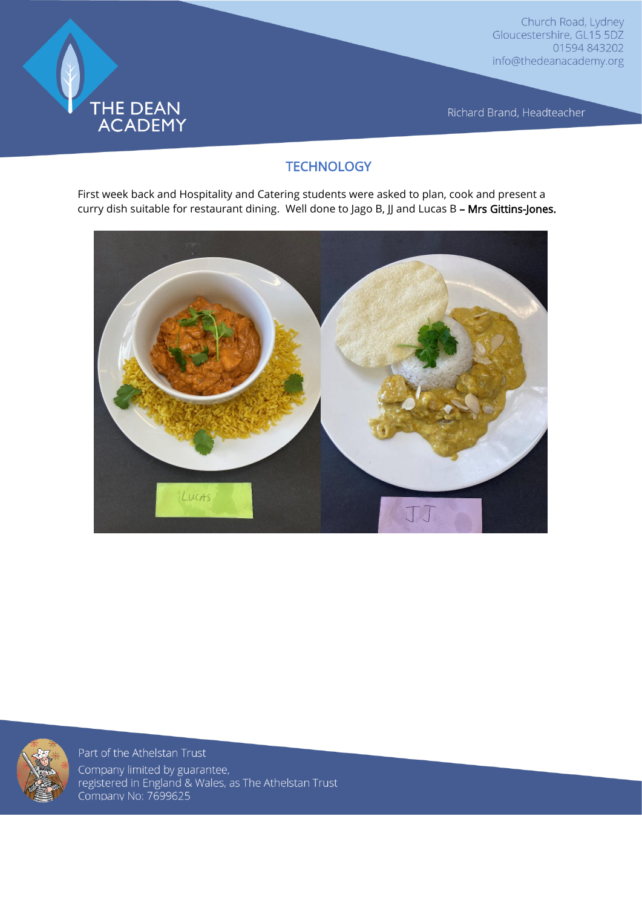## TECHNOLOGY

First week back and Hospitality and Catering students were asked to plan, cook and present a curry dish suitable for restaurant dining. Well done to Jago B, JJ and Lucas B – **Mrs Gittins-Jones.**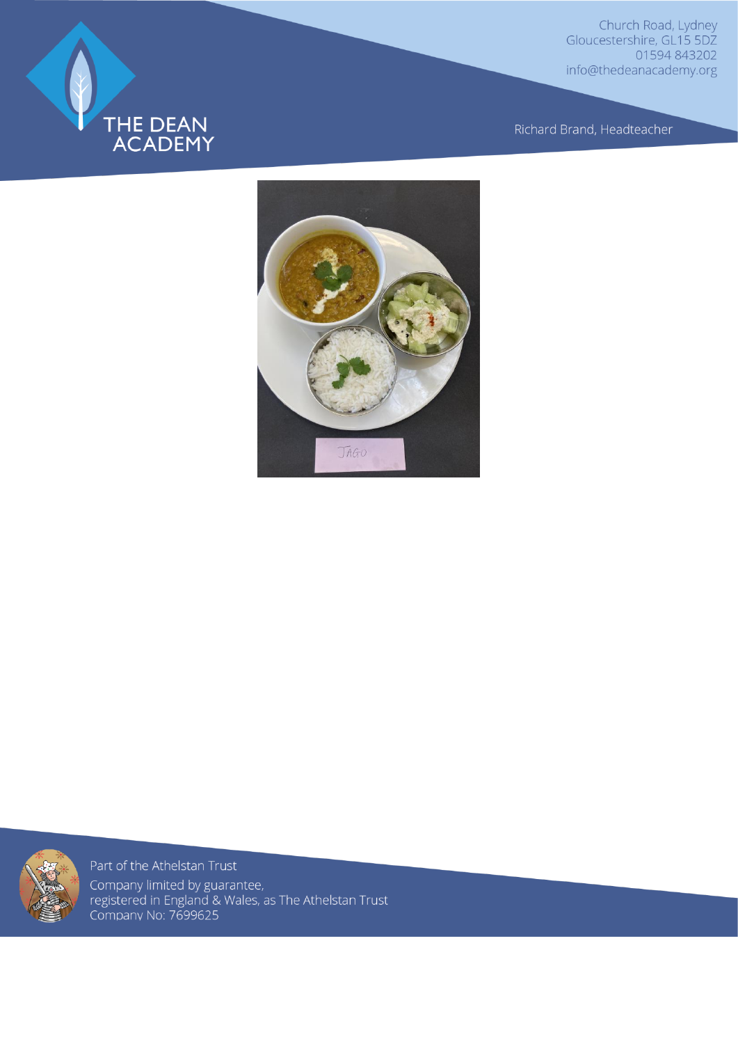THE DEAN ACADEMY

Church Road, Lydney
Gloucestershire, GL15 5DZ
01594 843202
info@thedeanacademy.org

Richard Brand, Headteacher

Part of the Athelstan Trust
Company limited by guarantee,
registered in England & Wales, as The Athelstan Trust
Company No: 7699625